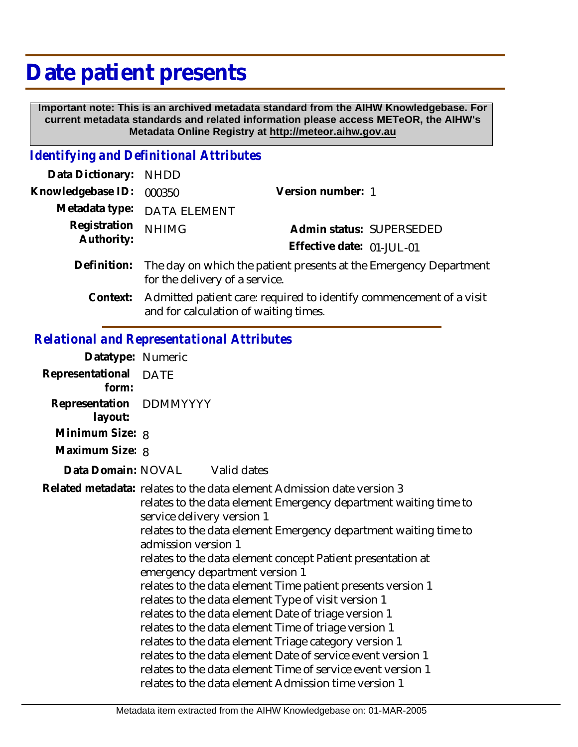# Date patient presents

**Important note: This is an archived metadata standard from the AIHW Knowledgebase. For current metadata standards and related information please access METeOR, the AIHW's Metadata Online Registry at http://meteor.aihw.gov.au**

## *Identifying and Definitional Attributes*

**Data Dictionary:** NHDD

**Knowledgebase ID:** 000350

**Version number:** 1

**Metadata type:** DATA ELEMENT

**Registration Authority:** NHIMG

**Admin status:** SUPERSEDED

**Effective date:** 01-JUL-01

**Definition:** The day on which the patient presents at the Emergency Department for the delivery of a service.

**Context:** Admitted patient care: required to identify commencement of a visit and for calculation of waiting times.

## *Relational and Representational Attributes*

**Datatype:** Numeric

**Representational form:** DATE

**Representation layout:** DDMMYYYY

**Minimum Size:** 8

**Maximum Size:** 8

**Data Domain:** NOVAL Valid dates

**Related metadata:**
relates to the data element Admission date version 3
relates to the data element Emergency department waiting time to service delivery version 1
relates to the data element Emergency department waiting time to admission version 1
relates to the data element concept Patient presentation at emergency department version 1
relates to the data element Time patient presents version 1
relates to the data element Type of visit version 1
relates to the data element Date of triage version 1
relates to the data element Time of triage version 1
relates to the data element Triage category version 1
relates to the data element Date of service event version 1
relates to the data element Time of service event version 1
relates to the data element Admission time version 1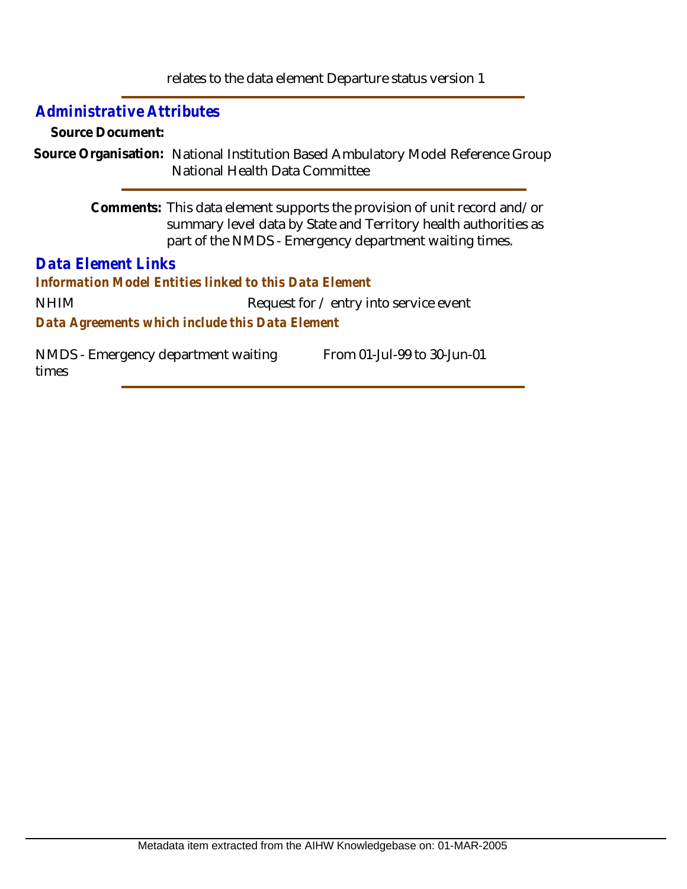relates to the data element Departure status version 1

## Administrative Attributes

**Source Document:**

**Source Organisation:** National Institution Based Ambulatory Model Reference Group
National Health Data Committee

**Comments:** This data element supports the provision of unit record and/or summary level data by State and Territory health authorities as part of the NMDS - Emergency department waiting times.

## Data Element Links

### Information Model Entities linked to this Data Element

NHIM    Request for / entry into service event

### Data Agreements which include this Data Element

NMDS - Emergency department waiting times    From 01-Jul-99 to 30-Jun-01